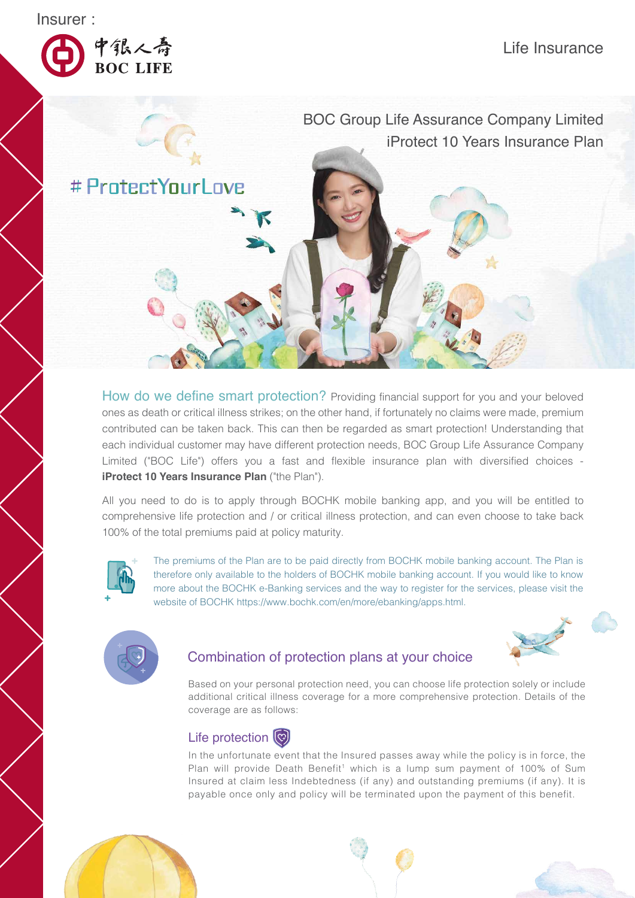Insurer :

中銀人壽
BOC LIFE

Life Insurance

# BOC Group Life Assurance Company Limited
# iProtect 10 Years Insurance Plan

# ProtectYourLove

How do we define smart protection? Providing financial support for you and your beloved ones as death or critical illness strikes; on the other hand, if fortunately no claims were made, premium contributed can be taken back. This can then be regarded as smart protection! Understanding that each individual customer may have different protection needs, BOC Group Life Assurance Company Limited ("BOC Life") offers you a fast and flexible insurance plan with diversified choices - **iProtect 10 Years Insurance Plan** ("the Plan").

All you need to do is to apply through BOCHK mobile banking app, and you will be entitled to comprehensive life protection and / or critical illness protection, and can even choose to take back 100% of the total premiums paid at policy maturity.

The premiums of the Plan are to be paid directly from BOCHK mobile banking account. The Plan is therefore only available to the holders of BOCHK mobile banking account. If you would like to know more about the BOCHK e-Banking services and the way to register for the services, please visit the website of BOCHK https://www.bochk.com/en/more/ebanking/apps.html.

## Combination of protection plans at your choice

Based on your personal protection need, you can choose life protection solely or include additional critical illness coverage for a more comprehensive protection. Details of the coverage are as follows:

### Life protection

In the unfortunate event that the Insured passes away while the policy is in force, the Plan will provide Death Benefit[1] which is a lump sum payment of 100% of Sum Insured at claim less Indebtedness (if any) and outstanding premiums (if any). It is payable once only and policy will be terminated upon the payment of this benefit.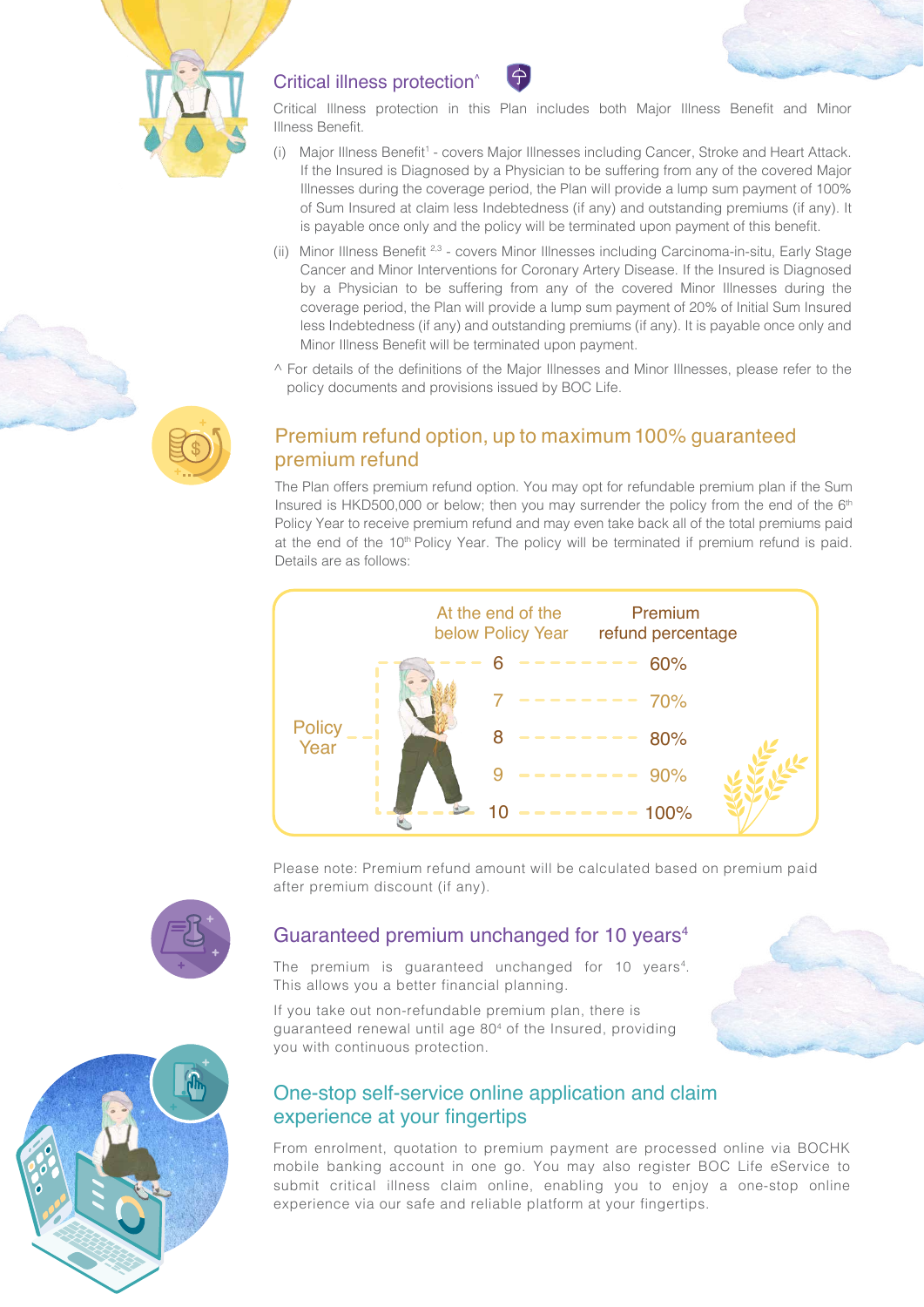## Critical illness protection^

Critical Illness protection in this Plan includes both Major Illness Benefit and Minor Illness Benefit.

(i) Major Illness Benefit[1] - covers Major Illnesses including Cancer, Stroke and Heart Attack. If the Insured is Diagnosed by a Physician to be suffering from any of the covered Major Illnesses during the coverage period, the Plan will provide a lump sum payment of 100% of Sum Insured at claim less Indebtedness (if any) and outstanding premiums (if any). It is payable once only and the policy will be terminated upon payment of this benefit.

(ii) Minor Illness Benefit[2,3] - covers Minor Illnesses including Carcinoma-in-situ, Early Stage Cancer and Minor Interventions for Coronary Artery Disease. If the Insured is Diagnosed by a Physician to be suffering from any of the covered Minor Illnesses during the coverage period, the Plan will provide a lump sum payment of 20% of Initial Sum Insured less Indebtedness (if any) and outstanding premiums (if any). It is payable once only and Minor Illness Benefit will be terminated upon payment.

^ For details of the definitions of the Major Illnesses and Minor Illnesses, please refer to the policy documents and provisions issued by BOC Life.

## Premium refund option, up to maximum 100% guaranteed premium refund

The Plan offers premium refund option. You may opt for refundable premium plan if the Sum Insured is HKD500,000 or below; then you may surrender the policy from the end of the 6th Policy Year to receive premium refund and may even take back all of the total premiums paid at the end of the 10th Policy Year. The policy will be terminated if premium refund is paid. Details are as follows:

| Policy Year: At the end of the below Policy Year | Premium refund percentage |
| --- | --- |
| 6 | 60% |
| 7 | 70% |
| 8 | 80% |
| 9 | 90% |
| 10 | 100% |

Please note: Premium refund amount will be calculated based on premium paid after premium discount (if any).

## Guaranteed premium unchanged for 10 years[4]

The premium is guaranteed unchanged for 10 years[4]. This allows you a better financial planning.

If you take out non-refundable premium plan, there is guaranteed renewal until age 80[4] of the Insured, providing you with continuous protection.

## One-stop self-service online application and claim experience at your fingertips

From enrolment, quotation to premium payment are processed online via BOCHK mobile banking account in one go. You may also register BOC Life eService to submit critical illness claim online, enabling you to enjoy a one-stop online experience via our safe and reliable platform at your fingertips.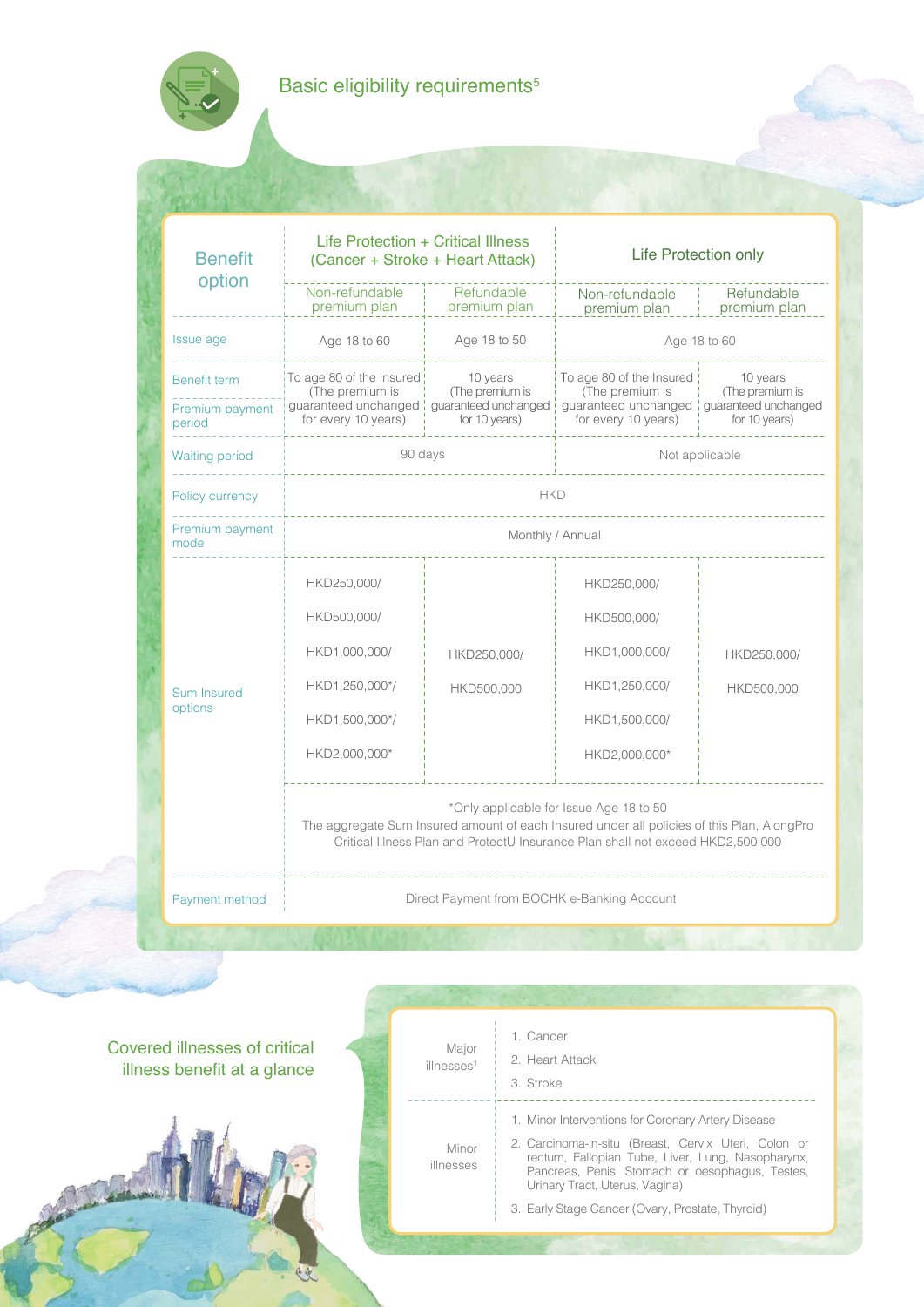## Basic eligibility requirements[5]

| Benefit option | Life Protection + Critical Illness (Cancer + Stroke + Heart Attack) | | Life Protection only | |
|---|---|---|---|---|
| | Non-refundable premium plan | Refundable premium plan | Non-refundable premium plan | Refundable premium plan |
| Issue age | Age 18 to 60 | Age 18 to 50 | Age 18 to 60 | |
| Benefit term / Premium payment period | To age 80 of the Insured (The premium is guaranteed unchanged for every 10 years) | 10 years (The premium is guaranteed unchanged for 10 years) | To age 80 of the Insured (The premium is guaranteed unchanged for every 10 years) | 10 years (The premium is guaranteed unchanged for 10 years) |
| Waiting period | 90 days | | Not applicable | |
| Policy currency | HKD | | | |
| Premium payment mode | Monthly / Annual | | | |
| Sum Insured options | HKD250,000/ HKD500,000/ HKD1,000,000/ HKD1,250,000*/ HKD1,500,000*/ HKD2,000,000* | HKD250,000/ HKD500,000 | HKD250,000/ HKD500,000/ HKD1,000,000/ HKD1,250,000/ HKD1,500,000/ HKD2,000,000* | HKD250,000/ HKD500,000 |
| | *Only applicable for Issue Age 18 to 50. The aggregate Sum Insured amount of each Insured under all policies of this Plan, AlongPro Critical Illness Plan and ProtectU Insurance Plan shall not exceed HKD2,500,000 | | | |
| Payment method | Direct Payment from BOCHK e-Banking Account | | | |

## Covered illnesses of critical illness benefit at a glance

| | |
|---|---|
| Major illnesses[1] | 1. Cancer<br>2. Heart Attack<br>3. Stroke |
| Minor illnesses | 1. Minor Interventions for Coronary Artery Disease<br>2. Carcinoma-in-situ (Breast, Cervix Uteri, Colon or rectum, Fallopian Tube, Liver, Lung, Nasopharynx, Pancreas, Penis, Stomach or oesophagus, Testes, Urinary Tract, Uterus, Vagina)<br>3. Early Stage Cancer (Ovary, Prostate, Thyroid) |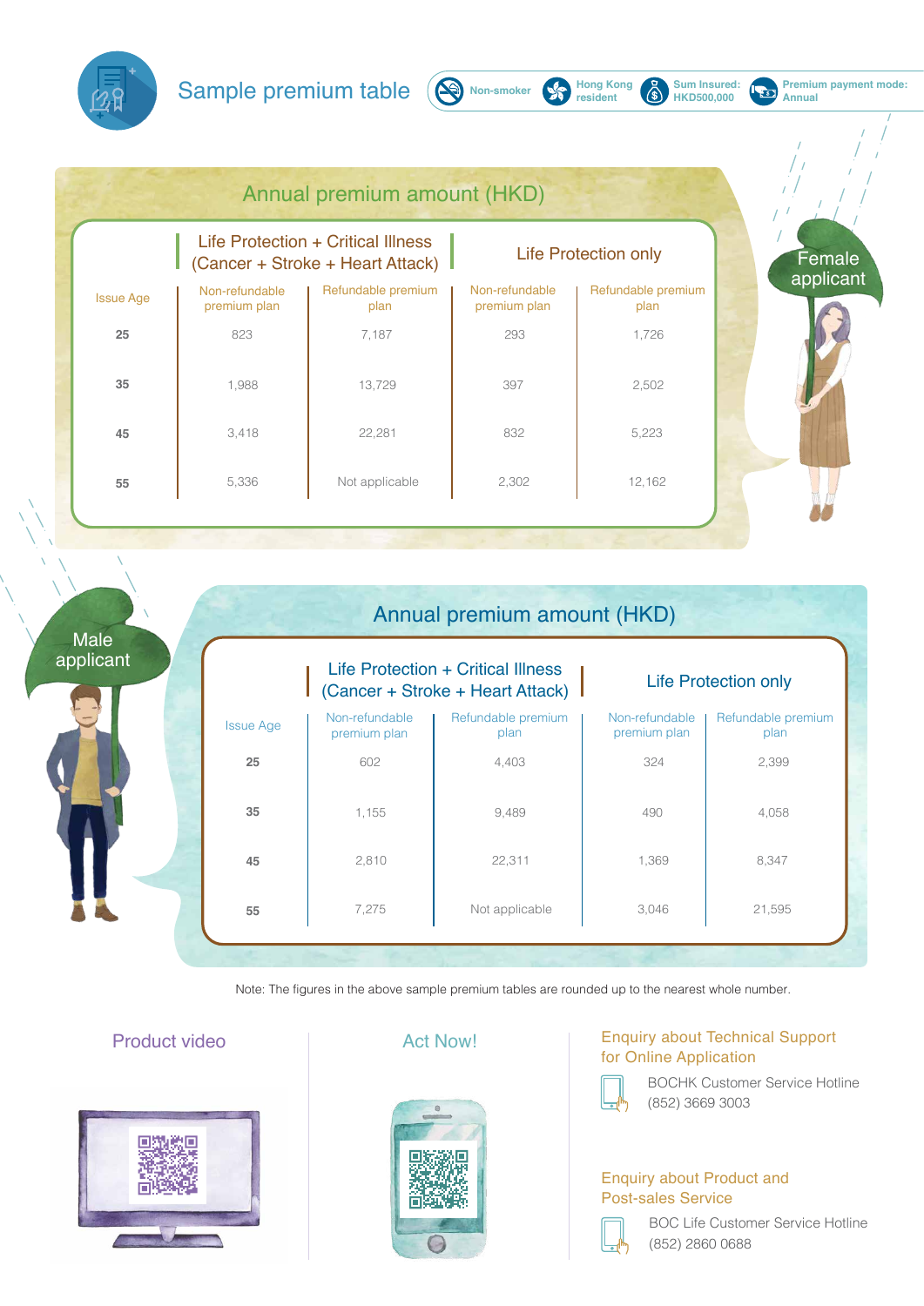# Sample premium table

Non-smoker | Hong Kong resident | Sum Insured: HKD500,000 | Premium payment mode: Annual

## Female applicant

Annual premium amount (HKD)

| Issue Age | Life Protection + Critical Illness (Cancer + Stroke + Heart Attack) | | Life Protection only | |
|---|---|---|---|---|
| | Non-refundable premium plan | Refundable premium plan | Non-refundable premium plan | Refundable premium plan |
| 25 | 823 | 7,187 | 293 | 1,726 |
| 35 | 1,988 | 13,729 | 397 | 2,502 |
| 45 | 3,418 | 22,281 | 832 | 5,223 |
| 55 | 5,336 | Not applicable | 2,302 | 12,162 |

## Male applicant

Annual premium amount (HKD)

| Issue Age | Life Protection + Critical Illness (Cancer + Stroke + Heart Attack) | | Life Protection only | |
|---|---|---|---|---|
| | Non-refundable premium plan | Refundable premium plan | Non-refundable premium plan | Refundable premium plan |
| 25 | 602 | 4,403 | 324 | 2,399 |
| 35 | 1,155 | 9,489 | 490 | 4,058 |
| 45 | 2,810 | 22,311 | 1,369 | 8,347 |
| 55 | 7,275 | Not applicable | 3,046 | 21,595 |

Note: The figures in the above sample premium tables are rounded up to the nearest whole number.

## Product video

## Act Now!

## Enquiry about Technical Support for Online Application

BOCHK Customer Service Hotline
(852) 3669 3003

## Enquiry about Product and Post-sales Service

BOC Life Customer Service Hotline
(852) 2860 0688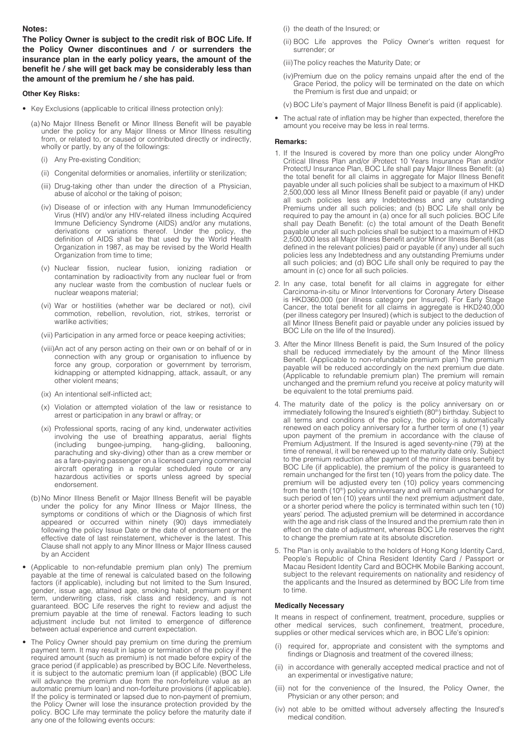**Notes:**

**The Policy Owner is subject to the credit risk of BOC Life. If the Policy Owner discontinues and / or surrenders the insurance plan in the early policy years, the amount of the benefit he / she will get back may be considerably less than the amount of the premium he / she has paid.**

**Other Key Risks:**

- Key Exclusions (applicable to critical illness protection only):
  - (a) No Major Illness Benefit or Minor Illness Benefit will be payable under the policy for any Major Illness or Minor Illness resulting from, or related to, or caused or contributed directly or indirectly, wholly or partly, by any of the followings:
    - (i) Any Pre-existing Condition;
    - (ii) Congenital deformities or anomalies, infertility or sterilization;
    - (iii) Drug-taking other than under the direction of a Physician, abuse of alcohol or the taking of poison;
    - (iv) Disease of or infection with any Human Immunodeficiency Virus (HIV) and/or any HIV-related illness including Acquired Immune Deficiency Syndrome (AIDS) and/or any mutations, derivations or variations thereof. Under the policy, the definition of AIDS shall be that used by the World Health Organization in 1987, as may be revised by the World Health Organization from time to time;
    - (v) Nuclear fission, nuclear fusion, ionizing radiation or contamination by radioactivity from any nuclear fuel or from any nuclear waste from the combustion of nuclear fuels or nuclear weapons material;
    - (vi) War or hostilities (whether war be declared or not), civil commotion, rebellion, revolution, riot, strikes, terrorist or warlike activities;
    - (vii) Participation in any armed force or peace keeping activities;
    - (viii) An act of any person acting on their own or on behalf of or in connection with any group or organisation to influence by force any group, corporation or government by terrorism, kidnapping or attempted kidnapping, attack, assault, or any other violent means;
    - (ix) An intentional self-inflicted act;
    - (x) Violation or attempted violation of the law or resistance to arrest or participation in any brawl or affray; or
    - (xi) Professional sports, racing of any kind, underwater activities involving the use of breathing apparatus, aerial flights (including bungee-jumping, hang-gliding, ballooning, parachuting and sky-diving) other than as a crew member or as a fare-paying passenger on a licensed carrying commercial aircraft operating in a regular scheduled route or any hazardous activities or sports unless agreed by special endorsement.
  - (b) No Minor Illness Benefit or Major Illness Benefit will be payable under the policy for any Minor Illness or Major Illness, the symptoms or conditions of which or the Diagnosis of which first appeared or occurred within ninety (90) days immediately following the policy Issue Date or the date of endorsement or the effective date of last reinstatement, whichever is the latest. This Clause shall not apply to any Minor Illness or Major Illness caused by an Accident
- (Applicable to non-refundable premium plan only) The premium payable at the time of renewal is calculated based on the following factors (if applicable), including but not limited to the Sum Insured, gender, issue age, attained age, smoking habit, premium payment term, underwriting class, risk class and residency, and is not guaranteed. BOC Life reserves the right to review and adjust the premium payable at the time of renewal. Factors leading to such adjustment include but not limited to emergence of difference between actual experience and current expectation.
- The Policy Owner should pay premium on time during the premium payment term. It may result in lapse or termination of the policy if the required amount (such as premium) is not made before expiry of the grace period (if applicable) as prescribed by BOC Life. Nevertheless, it is subject to the automatic premium loan (if applicable) (BOC Life will advance the premium due from the non-forfeiture value as an automatic premium loan) and non-forfeiture provisions (if applicable). If the policy is terminated or lapsed due to non-payment of premium, the Policy Owner will lose the insurance protection provided by the policy. BOC Life may terminate the policy before the maturity date if any one of the following events occurs:
  - (i) the death of the Insured; or
  - (ii) BOC Life approves the Policy Owner's written request for surrender; or
  - (iii) The policy reaches the Maturity Date; or
  - (iv) Premium due on the policy remains unpaid after the end of the Grace Period, the policy will be terminated on the date on which the Premium is first due and unpaid; or
  - (v) BOC Life's payment of Major Illness Benefit is paid (if applicable).
- The actual rate of inflation may be higher than expected, therefore the amount you receive may be less in real terms.

**Remarks:**

1. If the Insured is covered by more than one policy under AlongPro Critical Illness Plan and/or iProtect 10 Years Insurance Plan and/or ProtectU Insurance Plan, BOC Life shall pay Major Illness Benefit: (a) the total benefit for all claims in aggregate for Major Illness Benefit payable under all such policies shall be subject to a maximum of HKD 2,500,000 less all Minor Illness Benefit paid or payable (if any) under all such policies less any Indebtedness and any outstanding Premiums under all such policies; and (b) BOC Life shall only be required to pay the amount in (a) once for all such policies. BOC Life shall pay Death Benefit: (c) the total amount of the Death Benefit payable under all such policies shall be subject to a maximum of HKD 2,500,000 less all Major Illness Benefit and/or Minor Illness Benefit (as defined in the relevant policies) paid or payable (if any) under all such policies less any Indebtedness and any outstanding Premiums under all such policies; and (d) BOC Life shall only be required to pay the amount in (c) once for all such policies.
2. In any case, total benefit for all claims in aggregate for either Carcinoma-in-situ or Minor Interventions for Coronary Artery Disease is HKD360,000 (per illness category per Insured). For Early Stage Cancer, the total benefit for all claims in aggregate is HKD240,000 (per illness category per Insured) (which is subject to the deduction of all Minor Illness Benefit paid or payable under any policies issued by BOC Life on the life of the Insured).
3. After the Minor Illness Benefit is paid, the Sum Insured of the policy shall be reduced immediately by the amount of the Minor Illness Benefit. (Applicable to non-refundable premium plan) The premium payable will be reduced accordingly on the next premium due date. (Applicable to refundable premium plan) The premium will remain unchanged and the premium refund you receive at policy maturity will be equivalent to the total premiums paid.
4. The maturity date of the policy is the policy anniversary on or immediately following the Insured's eightieth (80th) birthday. Subject to all terms and conditions of the policy, the policy is automatically renewed on each policy anniversary for a further term of one (1) year upon payment of the premium in accordance with the clause of Premium Adjustment. If the Insured is aged seventy-nine (79) at the time of renewal, it will be renewed up to the maturity date only. Subject to the premium reduction after payment of the minor illness benefit by BOC Life (if applicable), the premium of the policy is guaranteed to remain unchanged for the first ten (10) years from the policy date. The premium will be adjusted every ten (10) policy years commencing from the tenth (10th) policy anniversary and will remain unchanged for such period of ten (10) years until the next premium adjustment date, or a shorter period where the policy is terminated within such ten (10) years' period. The adjusted premium will be determined in accordance with the age and risk class of the Insured and the premium rate then in effect on the date of adjustment, whereas BOC Life reserves the right to change the premium rate at its absolute discretion.
5. The Plan is only available to the holders of Hong Kong Identity Card, People's Republic of China Resident Identity Card / Passport or Macau Resident Identity Card and BOCHK Mobile Banking account, subject to the relevant requirements on nationality and residency of the applicants and the Insured as determined by BOC Life from time to time.

**Medically Necessary**

It means in respect of confinement, treatment, procedure, supplies or other medical services, such confinement, treatment, procedure, supplies or other medical services which are, in BOC Life's opinion:

- (i) required for, appropriate and consistent with the symptoms and findings or Diagnosis and treatment of the covered illness;
- (ii) in accordance with generally accepted medical practice and not of an experimental or investigative nature;
- (iii) not for the convenience of the Insured, the Policy Owner, the Physician or any other person; and
- (iv) not able to be omitted without adversely affecting the Insured's medical condition.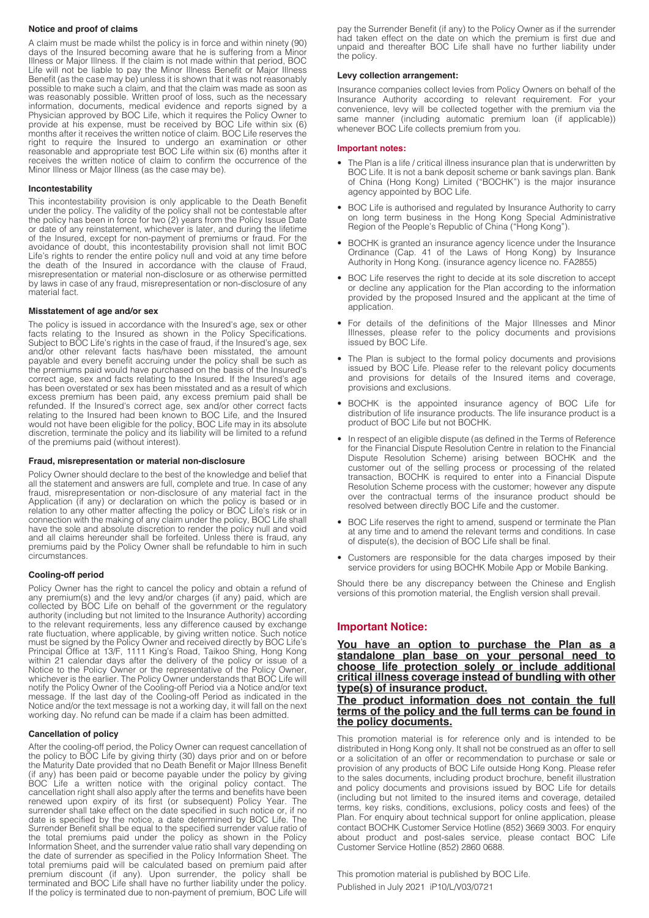**Notice and proof of claims**

A claim must be made whilst the policy is in force and within ninety (90) days of the Insured becoming aware that he is suffering from a Minor Illness or Major Illness. If the claim is not made within that period, BOC Life will not be liable to pay the Minor Illness Benefit or Major Illness Benefit (as the case may be) unless it is shown that it was not reasonably possible to make such a claim, and that the claim was made as soon as was reasonably possible. Written proof of loss, such as the necessary information, documents, medical evidence and reports signed by a Physician approved by BOC Life, which it requires the Policy Owner to provide at his expense, must be received by BOC Life within six (6) months after it receives the written notice of claim. BOC Life reserves the right to require the Insured to undergo an examination or other reasonable and appropriate test BOC Life within six (6) months after it receives the written notice of claim to confirm the occurrence of the Minor Illness or Major Illness (as the case may be).

**Incontestability**

This incontestability provision is only applicable to the Death Benefit under the policy. The validity of the policy shall not be contestable after the policy has been in force for two (2) years from the Policy Issue Date or date of any reinstatement, whichever is later, and during the lifetime of the Insured, except for non-payment of premiums or fraud. For the avoidance of doubt, this incontestability provision shall not limit BOC Life's rights to render the entire policy null and void at any time before the death of the Insured in accordance with the clause of Fraud, misrepresentation or material non-disclosure or as otherwise permitted by laws in case of any fraud, misrepresentation or non-disclosure of any material fact.

**Misstatement of age and/or sex**

The policy is issued in accordance with the Insured's age, sex or other facts relating to the Insured as shown in the Policy Specifications. Subject to BOC Life's rights in the case of fraud, if the Insured's age, sex and/or other relevant facts has/have been misstated, the amount payable and every benefit accruing under the policy shall be such as the premiums paid would have purchased on the basis of the Insured's correct age, sex and facts relating to the Insured. If the Insured's age has been overstated or sex has been misstated and as a result of which excess premium has been paid, any excess premium paid shall be refunded. If the Insured's correct age, sex and/or other correct facts relating to the Insured had been known to BOC Life, and the Insured would not have been eligible for the policy, BOC Life may in its absolute discretion, terminate the policy and its liability will be limited to a refund of the premiums paid (without interest).

**Fraud, misrepresentation or material non-disclosure**

Policy Owner should declare to the best of the knowledge and belief that all the statement and answers are full, complete and true. In case of any fraud, misrepresentation or non-disclosure of any material fact in the Application (if any) or declaration on which the policy is based or in relation to any other matter affecting the policy or BOC Life's risk or in connection with the making of any claim under the policy, BOC Life shall have the sole and absolute discretion to render the policy null and void and all claims hereunder shall be forfeited. Unless there is fraud, any premiums paid by the Policy Owner shall be refundable to him in such circumstances.

**Cooling-off period**

Policy Owner has the right to cancel the policy and obtain a refund of any premium(s) and the levy and/or charges (if any) paid, which are collected by BOC Life on behalf of the government or the regulatory authority (including but not limited to the Insurance Authority) according to the relevant requirements, less any difference caused by exchange rate fluctuation, where applicable, by giving written notice. Such notice must be signed by the Policy Owner and received directly by BOC Life's Principal Office at 13/F, 1111 King's Road, Taikoo Shing, Hong Kong within 21 calendar days after the delivery of the policy or issue of a Notice to the Policy Owner or the representative of the Policy Owner, whichever is the earlier. The Policy Owner understands that BOC Life will notify the Policy Owner of the Cooling-off Period via a Notice and/or text message. If the last day of the Cooling-off Period as indicated in the Notice and/or the text message is not a working day, it will fall on the next working day. No refund can be made if a claim has been admitted.

**Cancellation of policy**

After the cooling-off period, the Policy Owner can request cancellation of the policy to BOC Life by giving thirty (30) days prior and on or before the Maturity Date provided that no Death Benefit or Major Illness Benefit (if any) has been paid or become payable under the policy by giving BOC Life a written notice with the original policy contact. The cancellation right shall also apply after the terms and benefits have been renewed upon expiry of its first (or subsequent) Policy Year. The surrender shall take effect on the date specified in such notice or, if no date is specified by the notice, a date determined by BOC Life. The Surrender Benefit shall be equal to the specified surrender value ratio of the total premiums paid under the policy as shown in the Policy Information Sheet, and the surrender value ratio shall vary depending on the date of surrender as specified in the Policy Information Sheet. The total premiums paid will be calculated based on premium paid after premium discount (if any). Upon surrender, the policy shall be terminated and BOC Life shall have no further liability under the policy. If the policy is terminated due to non-payment of premium, BOC Life will pay the Surrender Benefit (if any) to the Policy Owner as if the surrender had taken effect on the date on which the premium is first due and unpaid and thereafter BOC Life shall have no further liability under the policy.

**Levy collection arrangement:**

Insurance companies collect levies from Policy Owners on behalf of the Insurance Authority according to relevant requirement. For your convenience, levy will be collected together with the premium via the same manner (including automatic premium loan (if applicable)) whenever BOC Life collects premium from you.

**Important notes:**

- The Plan is a life / critical illness insurance plan that is underwritten by BOC Life. It is not a bank deposit scheme or bank savings plan. Bank of China (Hong Kong) Limited ("BOCHK") is the major insurance agency appointed by BOC Life.
- BOC Life is authorised and regulated by Insurance Authority to carry on long term business in the Hong Kong Special Administrative Region of the People's Republic of China ("Hong Kong").
- BOCHK is granted an insurance agency licence under the Insurance Ordinance (Cap. 41 of the Laws of Hong Kong) by Insurance Authority in Hong Kong. (insurance agency licence no. FA2855)
- BOC Life reserves the right to decide at its sole discretion to accept or decline any application for the Plan according to the information provided by the proposed Insured and the applicant at the time of application.
- For details of the definitions of the Major Illnesses and Minor Illnesses, please refer to the policy documents and provisions issued by BOC Life.
- The Plan is subject to the formal policy documents and provisions issued by BOC Life. Please refer to the relevant policy documents and provisions for details of the Insured items and coverage, provisions and exclusions.
- BOCHK is the appointed insurance agency of BOC Life for distribution of life insurance products. The life insurance product is a product of BOC Life but not BOCHK.
- In respect of an eligible dispute (as defined in the Terms of Reference for the Financial Dispute Resolution Centre in relation to the Financial Dispute Resolution Scheme) arising between BOCHK and the customer out of the selling process or processing of the related transaction, BOCHK is required to enter into a Financial Dispute Resolution Scheme process with the customer; however any dispute over the contractual terms of the insurance product should be resolved between directly BOC Life and the customer.
- BOC Life reserves the right to amend, suspend or terminate the Plan at any time and to amend the relevant terms and conditions. In case of dispute(s), the decision of BOC Life shall be final.
- Customers are responsible for the data charges imposed by their service providers for using BOCHK Mobile App or Mobile Banking.

Should there be any discrepancy between the Chinese and English versions of this promotion material, the English version shall prevail.

## Important Notice:

**You have an option to purchase the Plan as a standalone plan base on your personal need to choose life protection solely or include additional critical illness coverage instead of bundling with other type(s) of insurance product.**

**The product information does not contain the full terms of the policy and the full terms can be found in the policy documents.**

This promotion material is for reference only and is intended to be distributed in Hong Kong only. It shall not be construed as an offer to sell or a solicitation of an offer or recommendation to purchase or sale or provision of any products of BOC Life outside Hong Kong. Please refer to the sales documents, including product brochure, benefit illustration and policy documents and provisions issued by BOC Life for details (including but not limited to the insured items and coverage, detailed terms, key risks, conditions, exclusions, policy costs and fees) of the Plan. For enquiry about technical support for online application, please contact BOCHK Customer Service Hotline (852) 3669 3003. For enquiry about product and post-sales service, please contact BOC Life Customer Service Hotline (852) 2860 0688.

This promotion material is published by BOC Life.

Published in July 2021 iP10/L/V03/0721